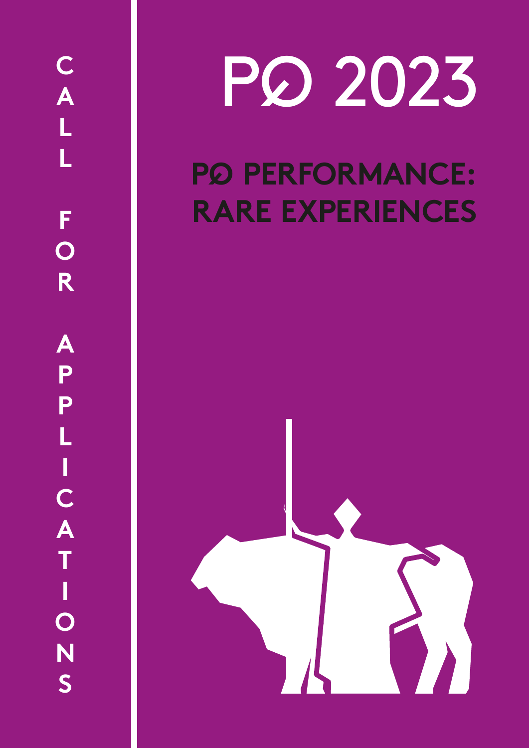CALL FOR APPLICATIONS

# PQ 2023

## PQ PERFORMANCE: RARE EXPERIENCES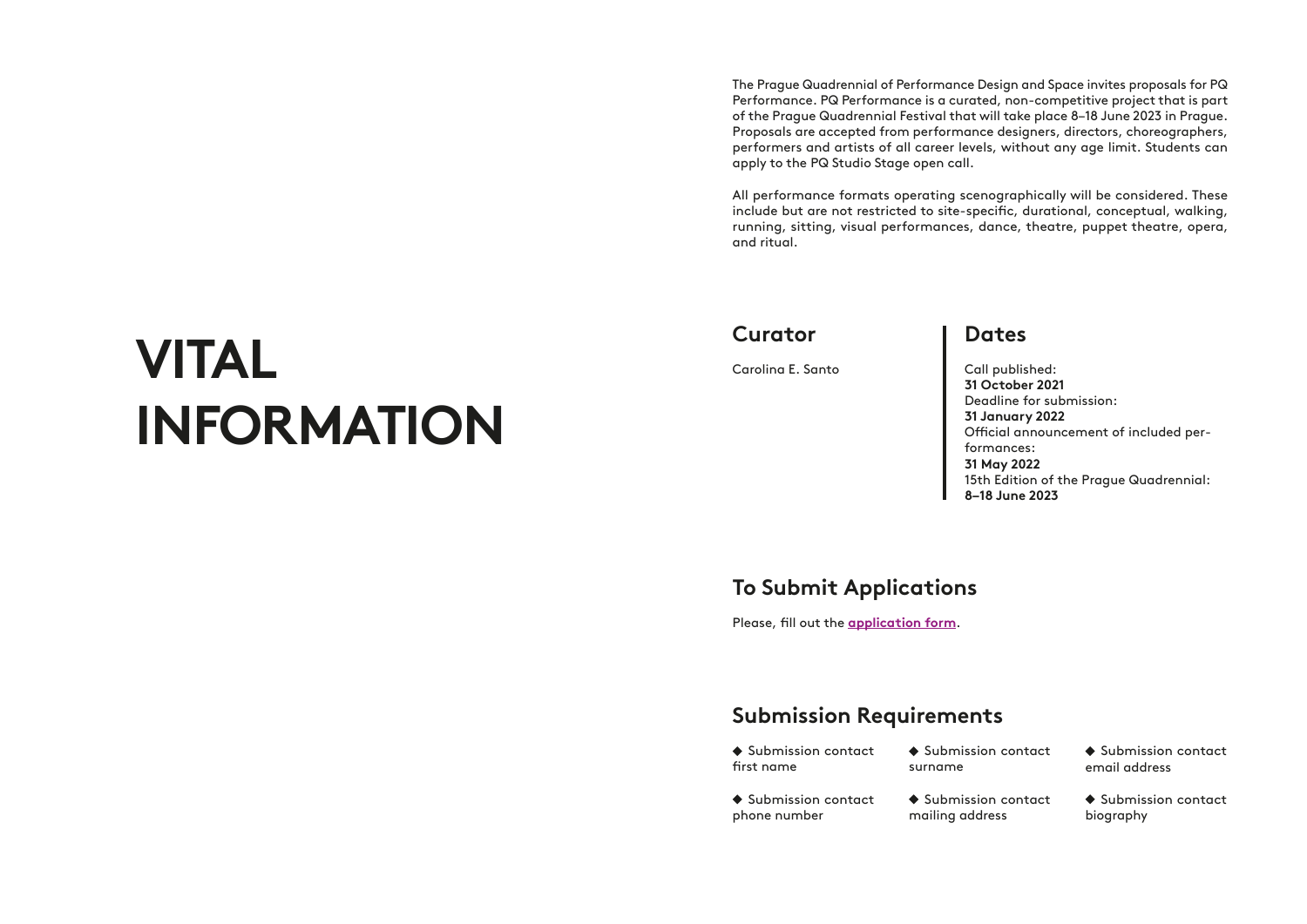# VITAL INFORMATION

The Prague Quadrennial of Performance Design and Space invites proposals for PQ Performance. PQ Performance is a curated, non-competitive project that is part of the Prague Quadrennial Festival that will take place 8–18 June 2023 in Prague. Proposals are accepted from performance designers, directors, choreographers, performers and artists of all career levels, without any age limit. Students can apply to the PQ Studio Stage open call.

All performance formats operating scenographically will be considered. These include but are not restricted to site-specific, durational, conceptual, walking, running, sitting, visual performances, dance, theatre, puppet theatre, opera, and ritual.

## Curator

Carolina E. Santo

## Dates

Call published:
**31 October 2021**
Deadline for submission:
**31 January 2022**
Official announcement of included performances:
**31 May 2022**
15th Edition of the Prague Quadrennial:
**8–18 June 2023**

## To Submit Applications

Please, fill out the **application form**.

## Submission Requirements

- Submission contact first name
- Submission contact surname
- Submission contact email address
- Submission contact phone number
- Submission contact mailing address
- Submission contact biography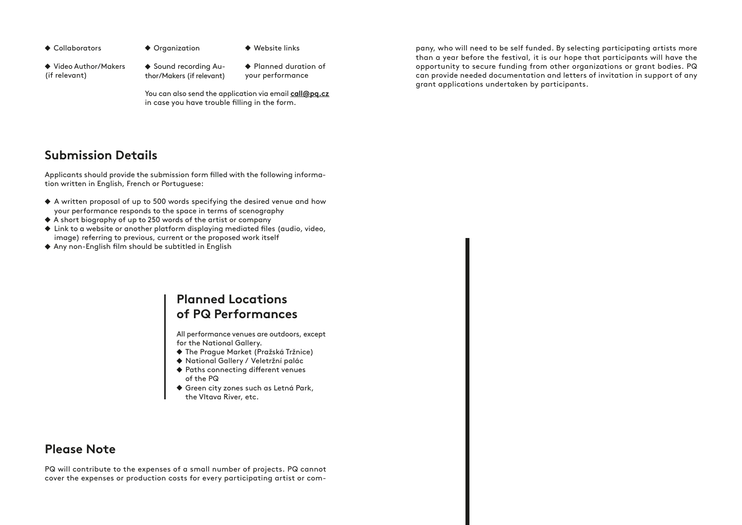- Collaborators
- Organization
- Website links
- Video Author/Makers (if relevant)
- Sound recording Author/Makers (if relevant)
- Planned duration of your performance

You can also send the application via email **call@pq.cz** in case you have trouble filling in the form.

## Submission Details

Applicants should provide the submission form filled with the following information written in English, French or Portuguese:

- A written proposal of up to 500 words specifying the desired venue and how your performance responds to the space in terms of scenography
- A short biography of up to 250 words of the artist or company
- Link to a website or another platform displaying mediated files (audio, video, image) referring to previous, current or the proposed work itself
- Any non-English film should be subtitled in English

## Planned Locations of PQ Performances

All performance venues are outdoors, except for the National Gallery.

- The Prague Market (Pražská Tržnice)
- National Gallery / Veletržní palác
- Paths connecting different venues of the PQ
- Green city zones such as Letná Park, the Vltava River, etc.

## Please Note

PQ will contribute to the expenses of a small number of projects. PQ cannot cover the expenses or production costs for every participating artist or company, who will need to be self funded. By selecting participating artists more than a year before the festival, it is our hope that participants will have the opportunity to secure funding from other organizations or grant bodies. PQ can provide needed documentation and letters of invitation in support of any grant applications undertaken by participants.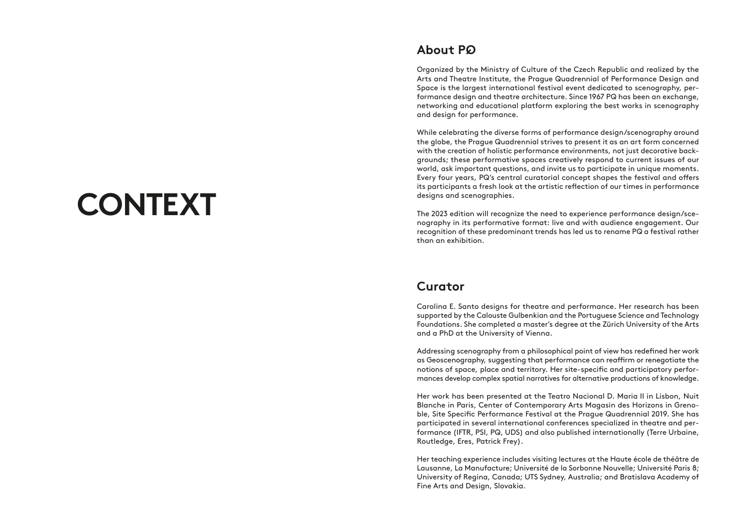# CONTEXT

## About PQ

Organized by the Ministry of Culture of the Czech Republic and realized by the Arts and Theatre Institute, the Prague Quadrennial of Performance Design and Space is the largest international festival event dedicated to scenography, performance design and theatre architecture. Since 1967 PQ has been an exchange, networking and educational platform exploring the best works in scenography and design for performance.

While celebrating the diverse forms of performance design/scenography around the globe, the Prague Quadrennial strives to present it as an art form concerned with the creation of holistic performance environments, not just decorative backgrounds; these performative spaces creatively respond to current issues of our world, ask important questions, and invite us to participate in unique moments. Every four years, PQ's central curatorial concept shapes the festival and offers its participants a fresh look at the artistic reflection of our times in performance designs and scenographies.

The 2023 edition will recognize the need to experience performance design/scenography in its performative format: live and with audience engagement. Our recognition of these predominant trends has led us to rename PQ a festival rather than an exhibition.

## Curator

Carolina E. Santo designs for theatre and performance. Her research has been supported by the Calouste Gulbenkian and the Portuguese Science and Technology Foundations. She completed a master's degree at the Zürich University of the Arts and a PhD at the University of Vienna.

Addressing scenography from a philosophical point of view has redefined her work as Geoscenography, suggesting that performance can reaffirm or renegotiate the notions of space, place and territory. Her site-specific and participatory performances develop complex spatial narratives for alternative productions of knowledge.

Her work has been presented at the Teatro Nacional D. Maria II in Lisbon, Nuit Blanche in Paris, Center of Contemporary Arts Magasin des Horizons in Grenoble, Site Specific Performance Festival at the Prague Quadrennial 2019. She has participated in several international conferences specialized in theatre and performance (IFTR, PSI, PQ, UDS) and also published internationally (Terre Urbaine, Routledge, Eres, Patrick Frey).

Her teaching experience includes visiting lectures at the Haute école de théâtre de Lausanne, La Manufacture; Université de la Sorbonne Nouvelle; Université Paris 8; University of Regina, Canada; UTS Sydney, Australia; and Bratislava Academy of Fine Arts and Design, Slovakia.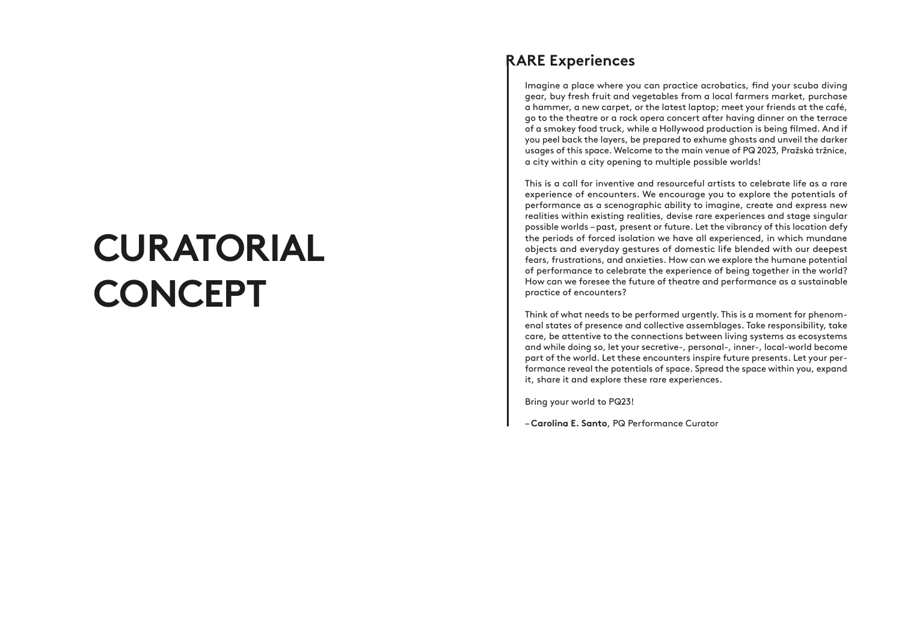# CURATORIAL CONCEPT

## RARE Experiences

Imagine a place where you can practice acrobatics, find your scuba diving gear, buy fresh fruit and vegetables from a local farmers market, purchase a hammer, a new carpet, or the latest laptop; meet your friends at the café, go to the theatre or a rock opera concert after having dinner on the terrace of a smokey food truck, while a Hollywood production is being filmed. And if you peel back the layers, be prepared to exhume ghosts and unveil the darker usages of this space. Welcome to the main venue of PQ 2023, Pražská tržnice, a city within a city opening to multiple possible worlds!

This is a call for inventive and resourceful artists to celebrate life as a rare experience of encounters. We encourage you to explore the potentials of performance as a scenographic ability to imagine, create and express new realities within existing realities, devise rare experiences and stage singular possible worlds – past, present or future. Let the vibrancy of this location defy the periods of forced isolation we have all experienced, in which mundane objects and everyday gestures of domestic life blended with our deepest fears, frustrations, and anxieties. How can we explore the humane potential of performance to celebrate the experience of being together in the world? How can we foresee the future of theatre and performance as a sustainable practice of encounters?

Think of what needs to be performed urgently. This is a moment for phenomenal states of presence and collective assemblages. Take responsibility, take care, be attentive to the connections between living systems as ecosystems and while doing so, let your secretive-, personal-, inner-, local-world become part of the world. Let these encounters inspire future presents. Let your performance reveal the potentials of space. Spread the space within you, expand it, share it and explore these rare experiences.

Bring your world to PQ23!

– **Carolina E. Santo**, PQ Performance Curator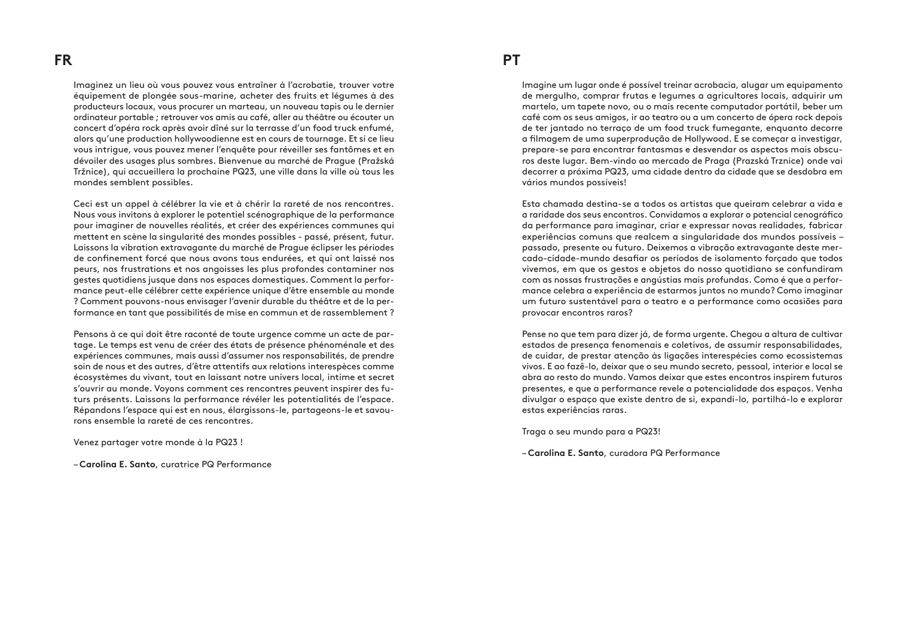## FR

Imaginez un lieu où vous pouvez vous entraîner à l'acrobatie, trouver votre équipement de plongée sous-marine, acheter des fruits et légumes à des producteurs locaux, vous procurer un marteau, un nouveau tapis ou le dernier ordinateur portable ; retrouver vos amis au café, aller au théâtre ou écouter un concert d'opéra rock après avoir dîné sur la terrasse d'un food truck enfumé, alors qu'une production hollywoodienne est en cours de tournage. Et si ce lieu vous intrigue, vous pouvez mener l'enquête pour réveiller ses fantômes et en dévoiler des usages plus sombres. Bienvenue au marché de Prague (Pražská Tržnice), qui accueillera la prochaine PQ23, une ville dans la ville où tous les mondes semblent possibles.

Ceci est un appel à célébrer la vie et à chérir la rareté de nos rencontres. Nous vous invitons à explorer le potentiel scénographique de la performance pour imaginer de nouvelles réalités, et créer des expériences communes qui mettent en scène la singularité des mondes possibles - passé, présent, futur. Laissons la vibration extravagante du marché de Prague éclipser les périodes de confinement forcé que nous avons tous endurées, et qui ont laissé nos peurs, nos frustrations et nos angoisses les plus profondes contaminer nos gestes quotidiens jusque dans nos espaces domestiques. Comment la performance peut-elle célébrer cette expérience unique d'être ensemble au monde ? Comment pouvons-nous envisager l'avenir durable du théâtre et de la performance en tant que possibilités de mise en commun et de rassemblement ?

Pensons à ce qui doit être raconté de toute urgence comme un acte de partage. Le temps est venu de créer des états de présence phénoménale et des expériences communes, mais aussi d'assumer nos responsabilités, de prendre soin de nous et des autres, d'être attentifs aux relations interespèces comme écosystèmes du vivant, tout en laissant notre univers local, intime et secret s'ouvrir au monde. Voyons comment ces rencontres peuvent inspirer des futurs présents. Laissons la performance révéler les potentialités de l'espace. Répandons l'espace qui est en nous, élargissons-le, partageons-le et savourons ensemble la rareté de ces rencontres.

Venez partager votre monde à la PQ23 !

– **Carolina E. Santo**, curatrice PQ Performance

## PT

Imagine um lugar onde é possível treinar acrobacia, alugar um equipamento de mergulho, comprar frutas e legumes a agricultores locais, adquirir um martelo, um tapete novo, ou o mais recente computador portátil, beber um café com os seus amigos, ir ao teatro ou a um concerto de ópera rock depois de ter jantado no terraço de um food truck fumegante, enquanto decorre a filmagem de uma superprodução de Hollywood. E se começar a investigar, prepare-se para encontrar fantasmas e desvendar os aspectos mais obscuros deste lugar. Bem-vindo ao mercado de Praga (Prazská Trznice) onde vai decorrer a próxima PQ23, uma cidade dentro da cidade que se desdobra em vários mundos possíveis!

Esta chamada destina-se a todos os artistas que queiram celebrar a vida e a raridade dos seus encontros. Convidamos a explorar o potencial cenográfico da performance para imaginar, criar e expressar novas realidades, fabricar experiências comuns que realcem a singularidade dos mundos possíveis – passado, presente ou futuro. Deixemos a vibração extravagante deste mercado-cidade-mundo desafiar os períodos de isolamento forçado que todos vivemos, em que os gestos e objetos do nosso quotidiano se confundiram com as nossas frustrações e angústias mais profundas. Como é que a performance celebra a experiência de estarmos juntos no mundo? Como imaginar um futuro sustentável para o teatro e a performance como ocasiões para provocar encontros raros?

Pense no que tem para dizer já, de forma urgente. Chegou a altura de cultivar estados de presença fenomenais e coletivos, de assumir responsabilidades, de cuidar, de prestar atenção às ligações interespécies como ecossistemas vivos. E ao fazê-lo, deixar que o seu mundo secreto, pessoal, interior e local se abra ao resto do mundo. Vamos deixar que estes encontros inspirem futuros presentes, e que a performance revele a potencialidade dos espaços. Venha divulgar o espaço que existe dentro de si, expandi-lo, partilhá-lo e explorar estas experiências raras.

Traga o seu mundo para a PQ23!

– **Carolina E. Santo**, curadora PQ Performance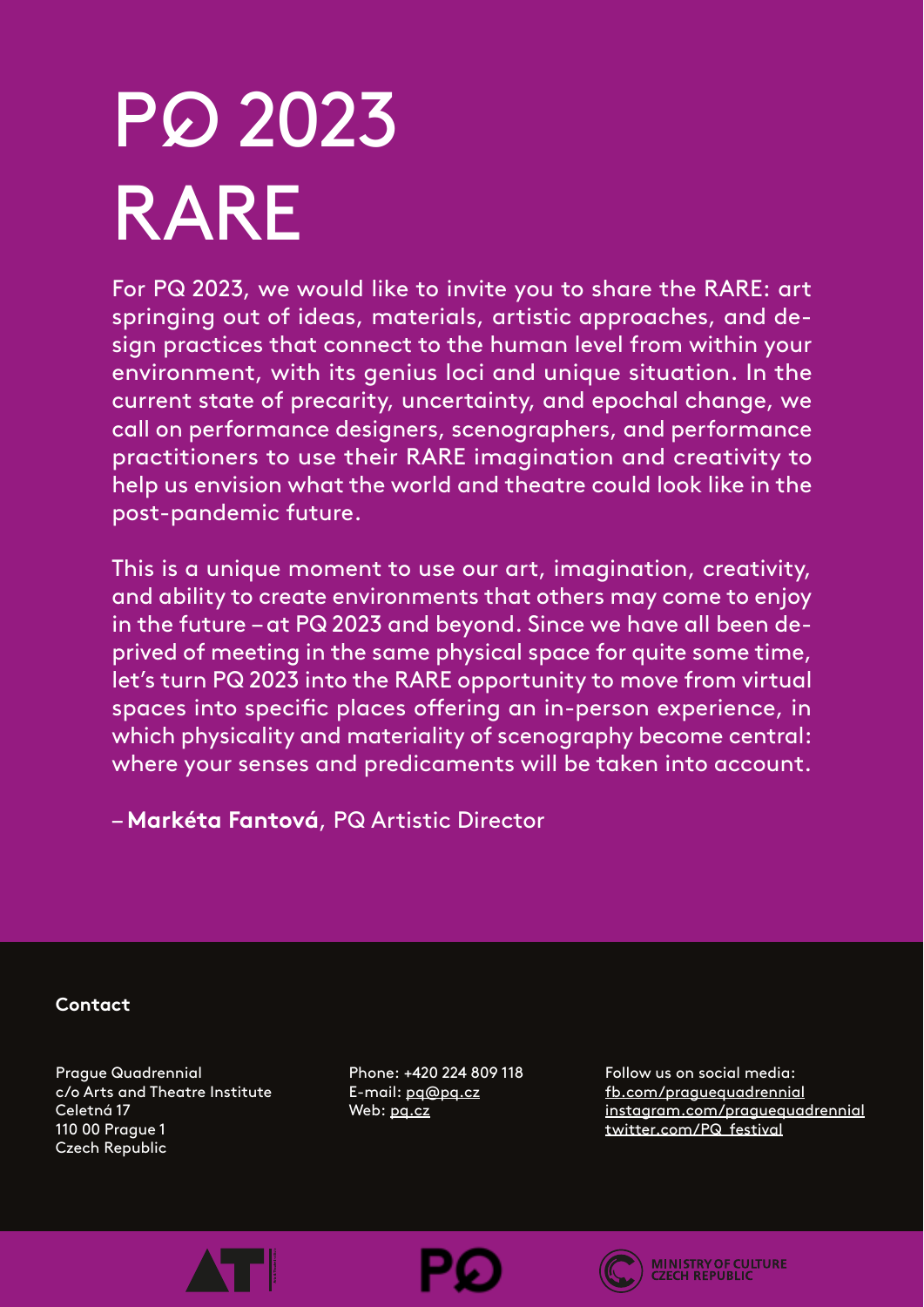# PQ 2023 RARE

For PQ 2023, we would like to invite you to share the RARE: art springing out of ideas, materials, artistic approaches, and design practices that connect to the human level from within your environment, with its genius loci and unique situation. In the current state of precarity, uncertainty, and epochal change, we call on performance designers, scenographers, and performance practitioners to use their RARE imagination and creativity to help us envision what the world and theatre could look like in the post-pandemic future.

This is a unique moment to use our art, imagination, creativity, and ability to create environments that others may come to enjoy in the future – at PQ 2023 and beyond. Since we have all been deprived of meeting in the same physical space for quite some time, let's turn PQ 2023 into the RARE opportunity to move from virtual spaces into specific places offering an in-person experience, in which physicality and materiality of scenography become central: where your senses and predicaments will be taken into account.

– **Markéta Fantová**, PQ Artistic Director

**Contact**

Prague Quadrennial
c/o Arts and Theatre Institute
Celetná 17
110 00 Prague 1
Czech Republic

Phone: +420 224 809 118
E-mail: pq@pq.cz
Web: pq.cz

Follow us on social media:
fb.com/praguequadrennial
instagram.com/praguequadrennial
twitter.com/PQ_festival

MINISTRY OF CULTURE
CZECH REPUBLIC